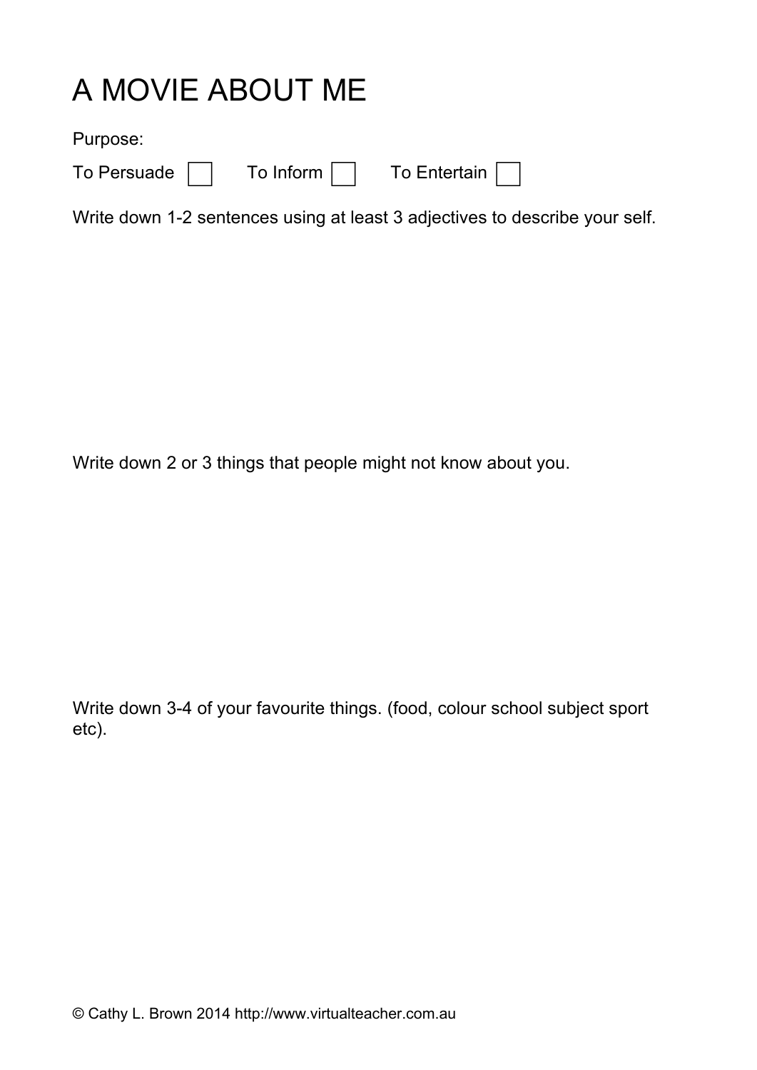# A MOVIE ABOUT ME

Purpose:

To Persuade ☐ To Inform ☐ To Entertain ☐

Write down 1-2 sentences using at least 3 adjectives to describe your self.

Write down 2 or 3 things that people might not know about you.

Write down 3-4 of your favourite things. (food, colour school subject sport etc).

© Cathy L. Brown 2014 http://www.virtualteacher.com.au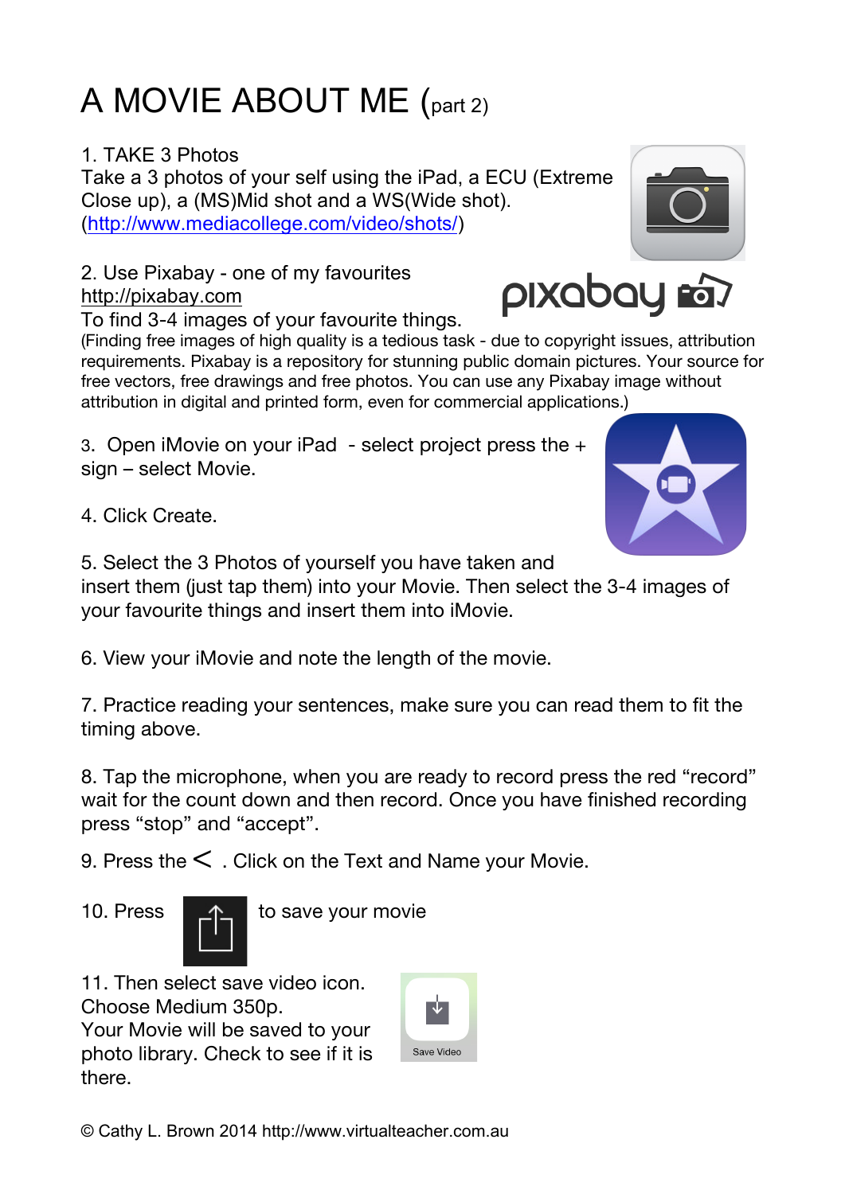# A MOVIE ABOUT ME (part 2)

1. TAKE 3 Photos
Take a 3 photos of your self using the iPad, a ECU (Extreme Close up), a (MS)Mid shot and a WS(Wide shot). (http://www.mediacollege.com/video/shots/)

2. Use Pixabay - one of my favourites
http://pixabay.com
To find 3-4 images of your favourite things.
(Finding free images of high quality is a tedious task - due to copyright issues, attribution requirements. Pixabay is a repository for stunning public domain pictures. Your source for free vectors, free drawings and free photos. You can use any Pixabay image without attribution in digital and printed form, even for commercial applications.)

3. Open iMovie on your iPad - select project press the + sign – select Movie.

4. Click Create.

5. Select the 3 Photos of yourself you have taken and insert them (just tap them) into your Movie. Then select the 3-4 images of your favourite things and insert them into iMovie.

6. View your iMovie and note the length of the movie.

7. Practice reading your sentences, make sure you can read them to fit the timing above.

8. Tap the microphone, when you are ready to record press the red "record" wait for the count down and then record. Once you have finished recording press "stop" and "accept".

9. Press the < . Click on the Text and Name your Movie.

10. Press to save your movie

11. Then select save video icon.
Choose Medium 350p.
Your Movie will be saved to your photo library. Check to see if it is there.

Save Video

© Cathy L. Brown 2014 http://www.virtualteacher.com.au